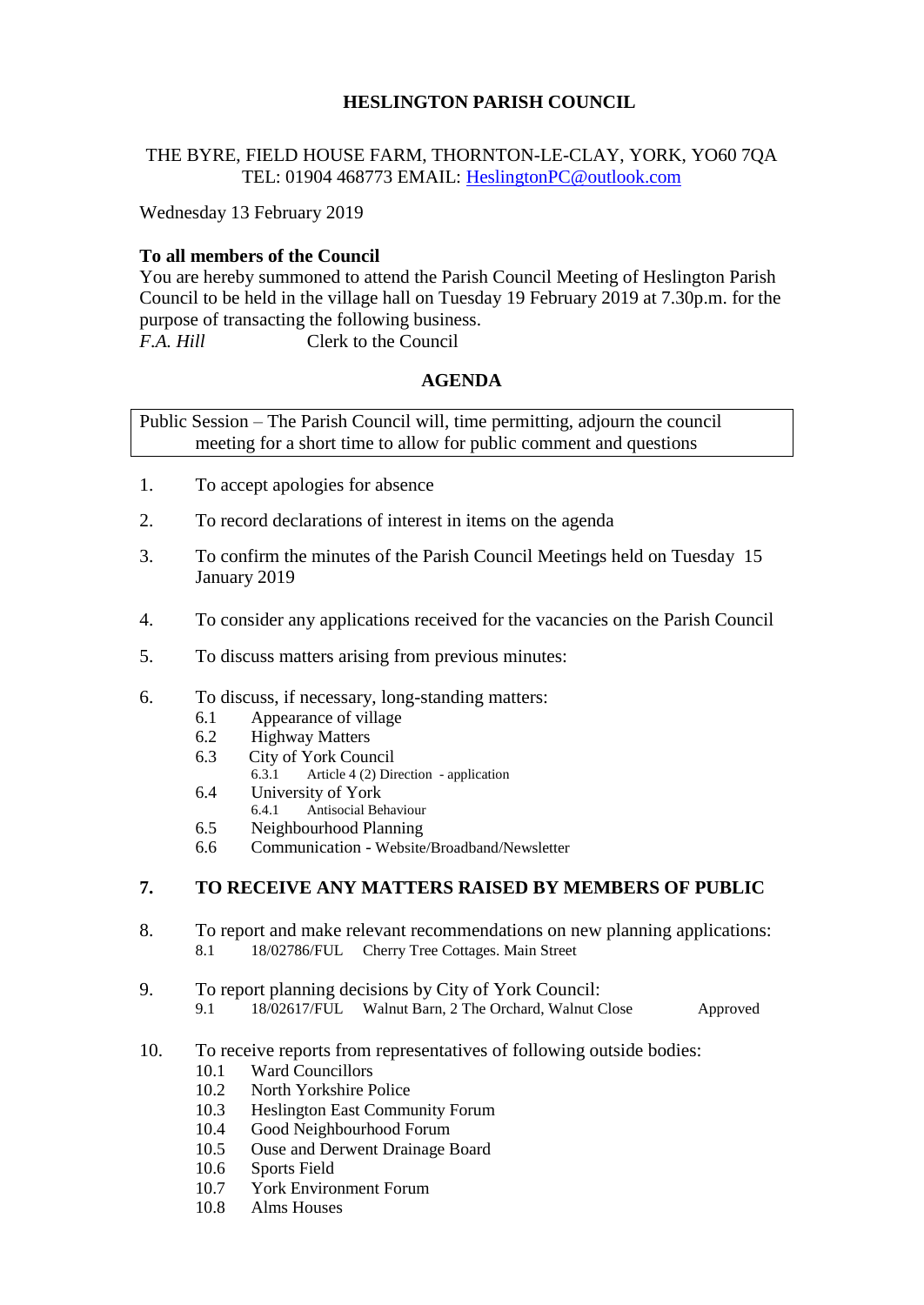# HESLINGTON PARISH COUNCIL

THE BYRE, FIELD HOUSE FARM, THORNTON-LE-CLAY, YORK, YO60 7QA
TEL: 01904 468773 EMAIL: HeslingtonPC@outlook.com

Wednesday 13 February 2019

**To all members of the Council**
You are hereby summoned to attend the Parish Council Meeting of Heslington Parish Council to be held in the village hall on Tuesday 19 February 2019 at 7.30p.m. for the purpose of transacting the following business.
*F.A. Hill* Clerk to the Council

## AGENDA

Public Session – The Parish Council will, time permitting, adjourn the council meeting for a short time to allow for public comment and questions

1. To accept apologies for absence

2. To record declarations of interest in items on the agenda

3. To confirm the minutes of the Parish Council Meetings held on Tuesday 15 January 2019

4. To consider any applications received for the vacancies on the Parish Council

5. To discuss matters arising from previous minutes:

6. To discuss, if necessary, long-standing matters:
   - 6.1 Appearance of village
   - 6.2 Highway Matters
   - 6.3 City of York Council
     - 6.3.1 Article 4 (2) Direction - application
   - 6.4 University of York
     - 6.4.1 Antisocial Behaviour
   - 6.5 Neighbourhood Planning
   - 6.6 Communication - Website/Broadband/Newsletter

7. **TO RECEIVE ANY MATTERS RAISED BY MEMBERS OF PUBLIC**

8. To report and make relevant recommendations on new planning applications:
   - 8.1 18/02786/FUL Cherry Tree Cottages. Main Street

9. To report planning decisions by City of York Council:
   - 9.1 18/02617/FUL Walnut Barn, 2 The Orchard, Walnut Close Approved

10. To receive reports from representatives of following outside bodies:
    - 10.1 Ward Councillors
    - 10.2 North Yorkshire Police
    - 10.3 Heslington East Community Forum
    - 10.4 Good Neighbourhood Forum
    - 10.5 Ouse and Derwent Drainage Board
    - 10.6 Sports Field
    - 10.7 York Environment Forum
    - 10.8 Alms Houses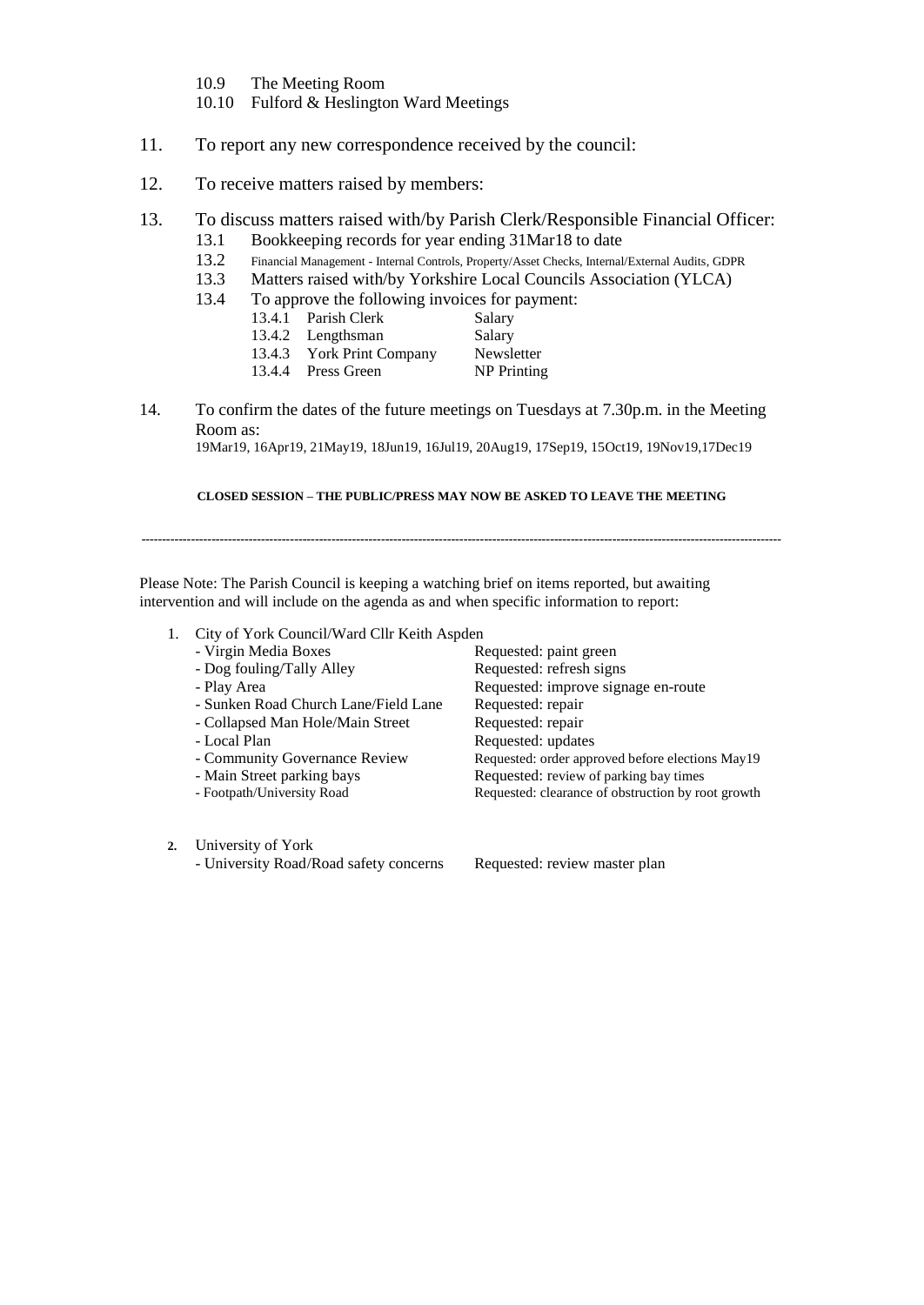10.9 The Meeting Room
10.10 Fulford & Heslington Ward Meetings

11. To report any new correspondence received by the council:

12. To receive matters raised by members:

13. To discuss matters raised with/by Parish Clerk/Responsible Financial Officer:
    13.1 Bookkeeping records for year ending 31Mar18 to date
    13.2 Financial Management - Internal Controls, Property/Asset Checks, Internal/External Audits, GDPR
    13.3 Matters raised with/by Yorkshire Local Councils Association (YLCA)
    13.4 To approve the following invoices for payment:

| | | |
|---|---|---|
| 13.4.1 | Parish Clerk | Salary |
| 13.4.2 | Lengthsman | Salary |
| 13.4.3 | York Print Company | Newsletter |
| 13.4.4 | Press Green | NP Printing |

14. To confirm the dates of the future meetings on Tuesdays at 7.30p.m. in the Meeting Room as:
    19Mar19, 16Apr19, 21May19, 18Jun19, 16Jul19, 20Aug19, 17Sep19, 15Oct19, 19Nov19,17Dec19

**CLOSED SESSION – THE PUBLIC/PRESS MAY NOW BE ASKED TO LEAVE THE MEETING**

---

Please Note: The Parish Council is keeping a watching brief on items reported, but awaiting intervention and will include on the agenda as and when specific information to report:

1. City of York Council/Ward Cllr Keith Aspden

| | |
|---|---|
| - Virgin Media Boxes | Requested: paint green |
| - Dog fouling/Tally Alley | Requested: refresh signs |
| - Play Area | Requested: improve signage en-route |
| - Sunken Road Church Lane/Field Lane | Requested: repair |
| - Collapsed Man Hole/Main Street | Requested: repair |
| - Local Plan | Requested: updates |
| - Community Governance Review | Requested: order approved before elections May19 |
| - Main Street parking bays | Requested: review of parking bay times |
| - Footpath/University Road | Requested: clearance of obstruction by root growth |

2. University of York

| | |
|---|---|
| - University Road/Road safety concerns | Requested: review master plan |